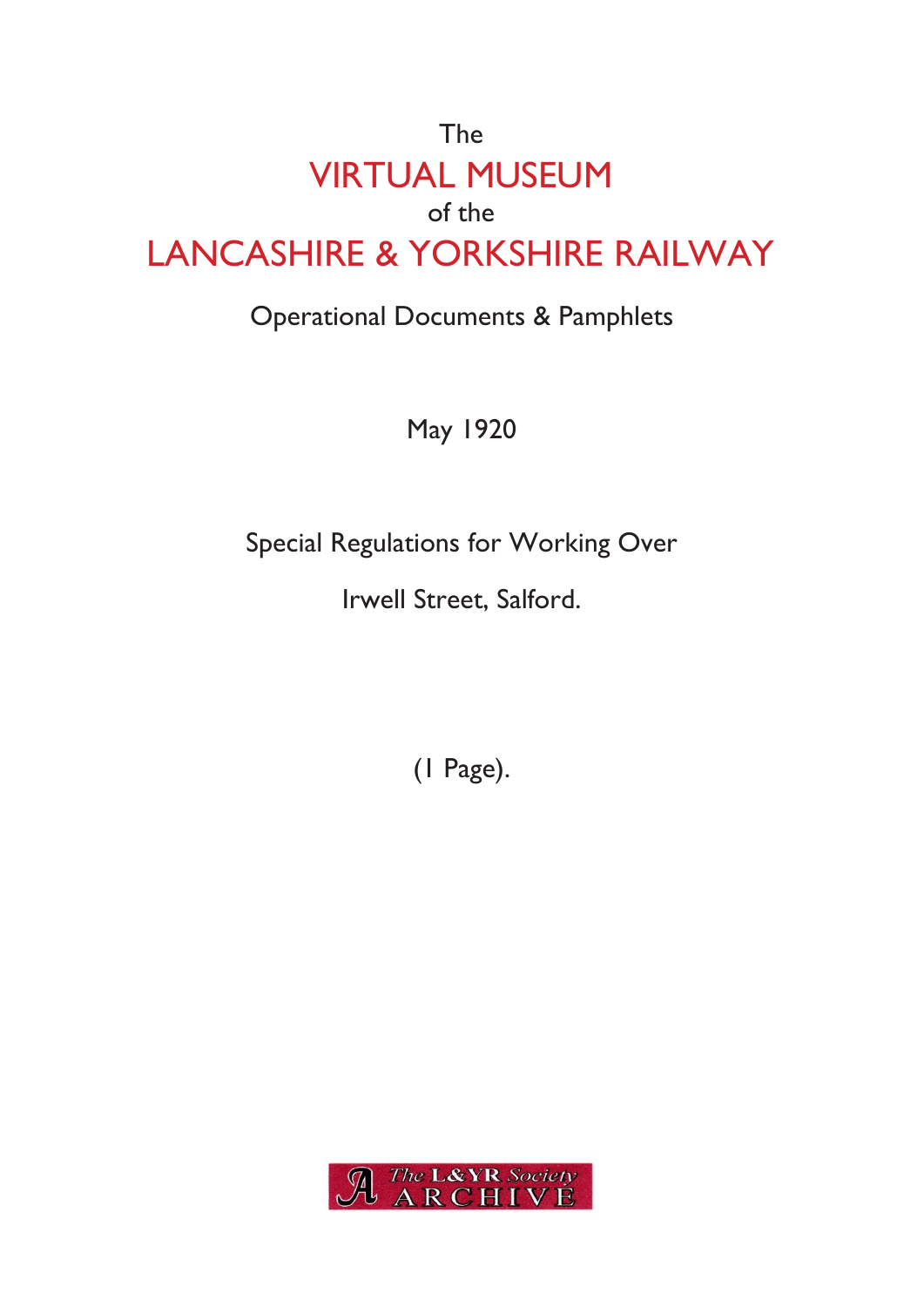The

# VIRTUAL MUSEUM

of the

# LANCASHIRE & YORKSHIRE RAILWAY

Operational Documents & Pamphlets

May 1920

Special Regulations for Working Over

Irwell Street, Salford.

(1 Page).

The L&YR Society ARCHIVE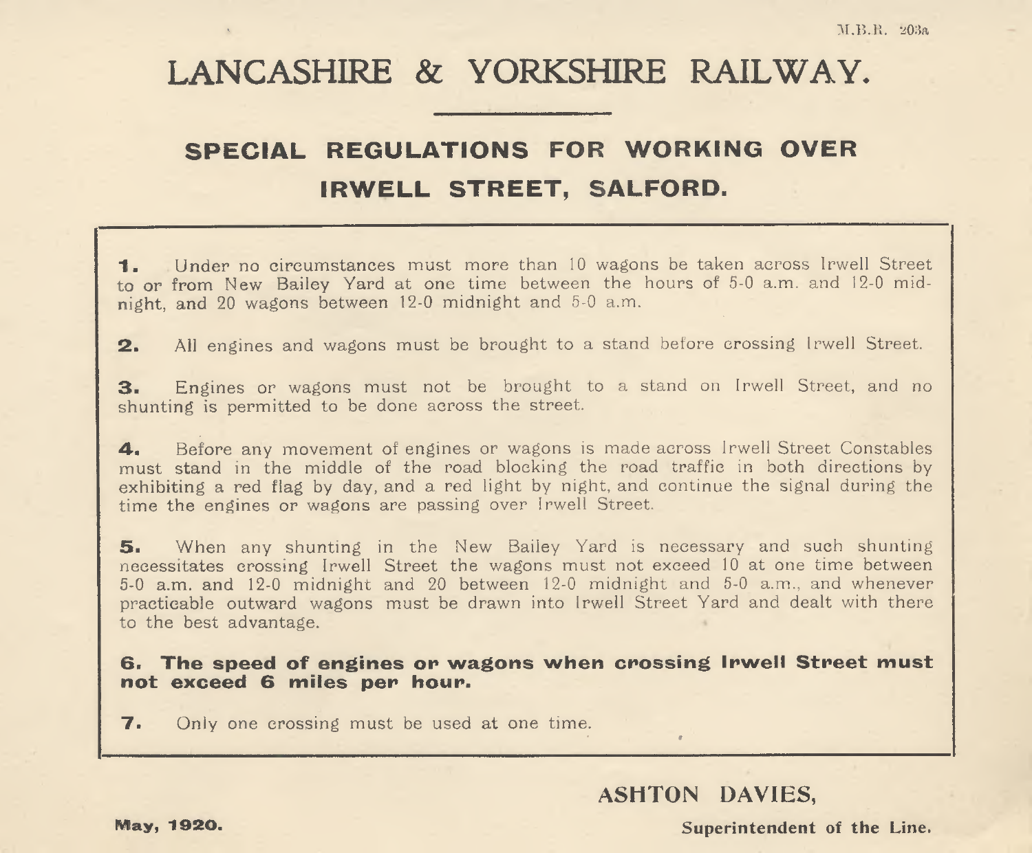M.B.R. 203a

# LANCASHIRE & YORKSHIRE RAILWAY.

## SPECIAL REGULATIONS FOR WORKING OVER IRWELL STREET, SALFORD.

**1.** Under no circumstances must more than 10 wagons be taken across Irwell Street to or from New Bailey Yard at one time between the hours of 5-0 a.m. and 12-0 midnight, and 20 wagons between 12-0 midnight and 5-0 a.m.

**2.** All engines and wagons must be brought to a stand before crossing Irwell Street.

**3.** Engines or wagons must not be brought to a stand on Irwell Street, and no shunting is permitted to be done across the street.

**4.** Before any movement of engines or wagons is made across Irwell Street Constables must stand in the middle of the road blocking the road traffic in both directions by exhibiting a red flag by day, and a red light by night, and continue the signal during the time the engines or wagons are passing over Irwell Street.

**5.** When any shunting in the New Bailey Yard is necessary and such shunting necessitates crossing Irwell Street the wagons must not exceed 10 at one time between 5-0 a.m. and 12-0 midnight and 20 between 12-0 midnight and 5-0 a.m., and whenever practicable outward wagons must be drawn into Irwell Street Yard and dealt with there to the best advantage.

**6. The speed of engines or wagons when crossing Irwell Street must not exceed 6 miles per hour.**

**7.** Only one crossing must be used at one time.

**ASHTON DAVIES,**

**Superintendent of the Line.**

**May, 1920.**